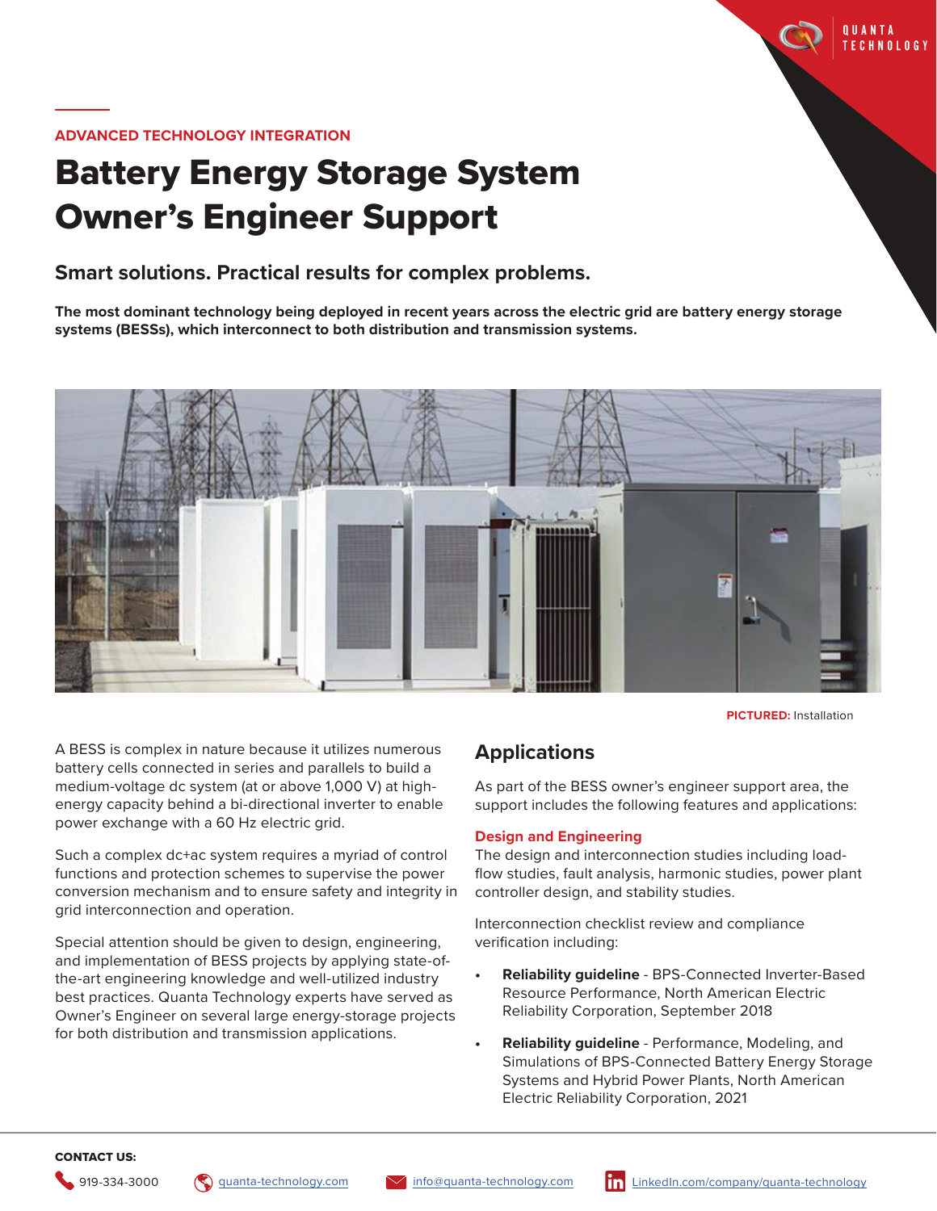ADVANCED TECHNOLOGY INTEGRATION

# Battery Energy Storage System Owner's Engineer Support

## Smart solutions. Practical results for complex problems.

**The most dominant technology being deployed in recent years across the electric grid are battery energy storage systems (BESSs), which interconnect to both distribution and transmission systems.**

**PICTURED:** Installation

A BESS is complex in nature because it utilizes numerous battery cells connected in series and parallels to build a medium-voltage dc system (at or above 1,000 V) at high-energy capacity behind a bi-directional inverter to enable power exchange with a 60 Hz electric grid.

Such a complex dc+ac system requires a myriad of control functions and protection schemes to supervise the power conversion mechanism and to ensure safety and integrity in grid interconnection and operation.

Special attention should be given to design, engineering, and implementation of BESS projects by applying state-of-the-art engineering knowledge and well-utilized industry best practices. Quanta Technology experts have served as Owner's Engineer on several large energy-storage projects for both distribution and transmission applications.

## Applications

As part of the BESS owner's engineer support area, the support includes the following features and applications:

### Design and Engineering

The design and interconnection studies including load-flow studies, fault analysis, harmonic studies, power plant controller design, and stability studies.

Interconnection checklist review and compliance verification including:

- **Reliability guideline** - BPS-Connected Inverter-Based Resource Performance, North American Electric Reliability Corporation, September 2018
- **Reliability guideline** - Performance, Modeling, and Simulations of BPS-Connected Battery Energy Storage Systems and Hybrid Power Plants, North American Electric Reliability Corporation, 2021

**CONTACT US:**

919-334-3000 | quanta-technology.com | info@quanta-technology.com | LinkedIn.com/company/quanta-technology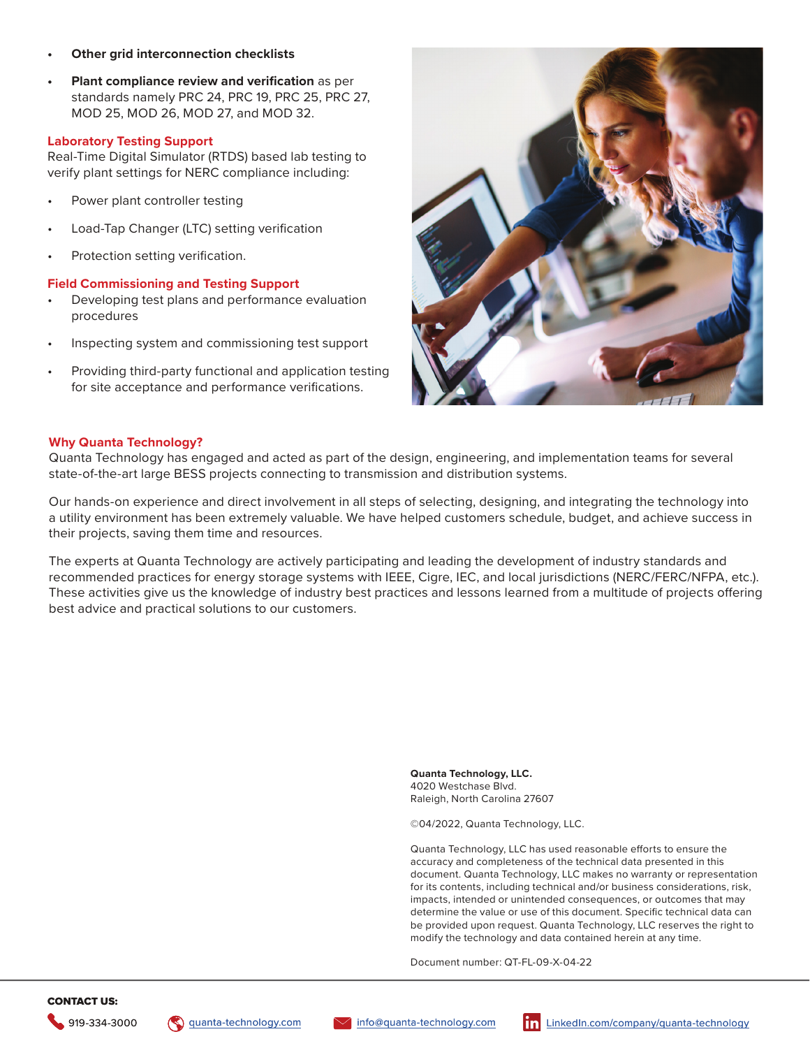- **Other grid interconnection checklists**
- **Plant compliance review and verification** as per standards namely PRC 24, PRC 19, PRC 25, PRC 27, MOD 25, MOD 26, MOD 27, and MOD 32.

## Laboratory Testing Support

Real-Time Digital Simulator (RTDS) based lab testing to verify plant settings for NERC compliance including:

- Power plant controller testing
- Load-Tap Changer (LTC) setting verification
- Protection setting verification.

## Field Commissioning and Testing Support

- Developing test plans and performance evaluation procedures
- Inspecting system and commissioning test support
- Providing third-party functional and application testing for site acceptance and performance verifications.

## Why Quanta Technology?

Quanta Technology has engaged and acted as part of the design, engineering, and implementation teams for several state-of-the-art large BESS projects connecting to transmission and distribution systems.

Our hands-on experience and direct involvement in all steps of selecting, designing, and integrating the technology into a utility environment has been extremely valuable. We have helped customers schedule, budget, and achieve success in their projects, saving them time and resources.

The experts at Quanta Technology are actively participating and leading the development of industry standards and recommended practices for energy storage systems with IEEE, Cigre, IEC, and local jurisdictions (NERC/FERC/NFPA, etc.). These activities give us the knowledge of industry best practices and lessons learned from a multitude of projects offering best advice and practical solutions to our customers.

**Quanta Technology, LLC.**
4020 Westchase Blvd.
Raleigh, North Carolina 27607

©04/2022, Quanta Technology, LLC.

Quanta Technology, LLC has used reasonable efforts to ensure the accuracy and completeness of the technical data presented in this document. Quanta Technology, LLC makes no warranty or representation for its contents, including technical and/or business considerations, risk, impacts, intended or unintended consequences, or outcomes that may determine the value or use of this document. Specific technical data can be provided upon request. Quanta Technology, LLC reserves the right to modify the technology and data contained herein at any time.

Document number: QT-FL-09-X-04-22

**CONTACT US:**

919-334-3000 | quanta-technology.com | info@quanta-technology.com | LinkedIn.com/company/quanta-technology